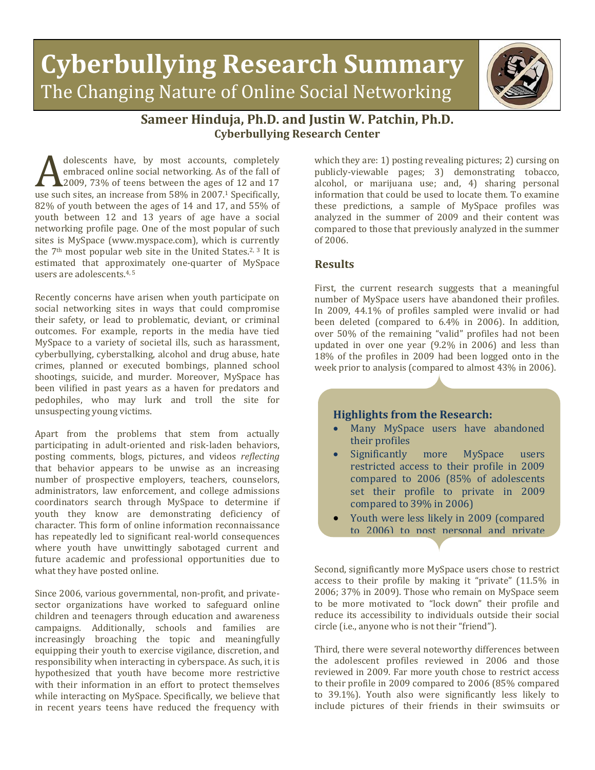# Cyberbullying Research Summary

## The Changing Nature of Online Social Networking

**Sameer Hinduja, Ph.D. and Justin W. Patchin, Ph.D.**
**Cyberbullying Research Center**

Adolescents have, by most accounts, completely embraced online social networking. As of the fall of 2009, 73% of teens between the ages of 12 and 17 use such sites, an increase from 58% in 2007.[1] Specifically, 82% of youth between the ages of 14 and 17, and 55% of youth between 12 and 13 years of age have a social networking profile page. One of the most popular of such sites is MySpace (www.myspace.com), which is currently the 7th most popular web site in the United States.[2, 3] It is estimated that approximately one-quarter of MySpace users are adolescents.[4, 5]

Recently concerns have arisen when youth participate on social networking sites in ways that could compromise their safety, or lead to problematic, deviant, or criminal outcomes. For example, reports in the media have tied MySpace to a variety of societal ills, such as harassment, cyberbullying, cyberstalking, alcohol and drug abuse, hate crimes, planned or executed bombings, planned school shootings, suicide, and murder. Moreover, MySpace has been vilified in past years as a haven for predators and pedophiles, who may lurk and troll the site for unsuspecting young victims.

Apart from the problems that stem from actually participating in adult-oriented and risk-laden behaviors, posting comments, blogs, pictures, and videos *reflecting* that behavior appears to be unwise as an increasing number of prospective employers, teachers, counselors, administrators, law enforcement, and college admissions coordinators search through MySpace to determine if youth they know are demonstrating deficiency of character. This form of online information reconnaissance has repeatedly led to significant real-world consequences where youth have unwittingly sabotaged current and future academic and professional opportunities due to what they have posted online.

Since 2006, various governmental, non-profit, and private-sector organizations have worked to safeguard online children and teenagers through education and awareness campaigns. Additionally, schools and families are increasingly broaching the topic and meaningfully equipping their youth to exercise vigilance, discretion, and responsibility when interacting in cyberspace. As such, it is hypothesized that youth have become more restrictive with their information in an effort to protect themselves while interacting on MySpace. Specifically, we believe that in recent years teens have reduced the frequency with which they are: 1) posting revealing pictures; 2) cursing on publicly-viewable pages; 3) demonstrating tobacco, alcohol, or marijuana use; and, 4) sharing personal information that could be used to locate them. To examine these predictions, a sample of MySpace profiles was analyzed in the summer of 2009 and their content was compared to those that previously analyzed in the summer of 2006.

### Results

First, the current research suggests that a meaningful number of MySpace users have abandoned their profiles. In 2009, 44.1% of profiles sampled were invalid or had been deleted (compared to 6.4% in 2006). In addition, over 50% of the remaining "valid" profiles had not been updated in over one year (9.2% in 2006) and less than 18% of the profiles in 2009 had been logged onto in the week prior to analysis (compared to almost 43% in 2006).

> **Highlights from the Research:**
>
> - Many MySpace users have abandoned their profiles
> - Significantly more MySpace users restricted access to their profile in 2009 compared to 2006 (85% of adolescents set their profile to private in 2009 compared to 39% in 2006)
> - Youth were less likely in 2009 (compared to 2006) to post personal and private

Second, significantly more MySpace users chose to restrict access to their profile by making it "private" (11.5% in 2006; 37% in 2009). Those who remain on MySpace seem to be more motivated to "lock down" their profile and reduce its accessibility to individuals outside their social circle (i.e., anyone who is not their "friend").

Third, there were several noteworthy differences between the adolescent profiles reviewed in 2006 and those reviewed in 2009. Far more youth chose to restrict access to their profile in 2009 compared to 2006 (85% compared to 39.1%). Youth also were significantly less likely to include pictures of their friends in their swimsuits or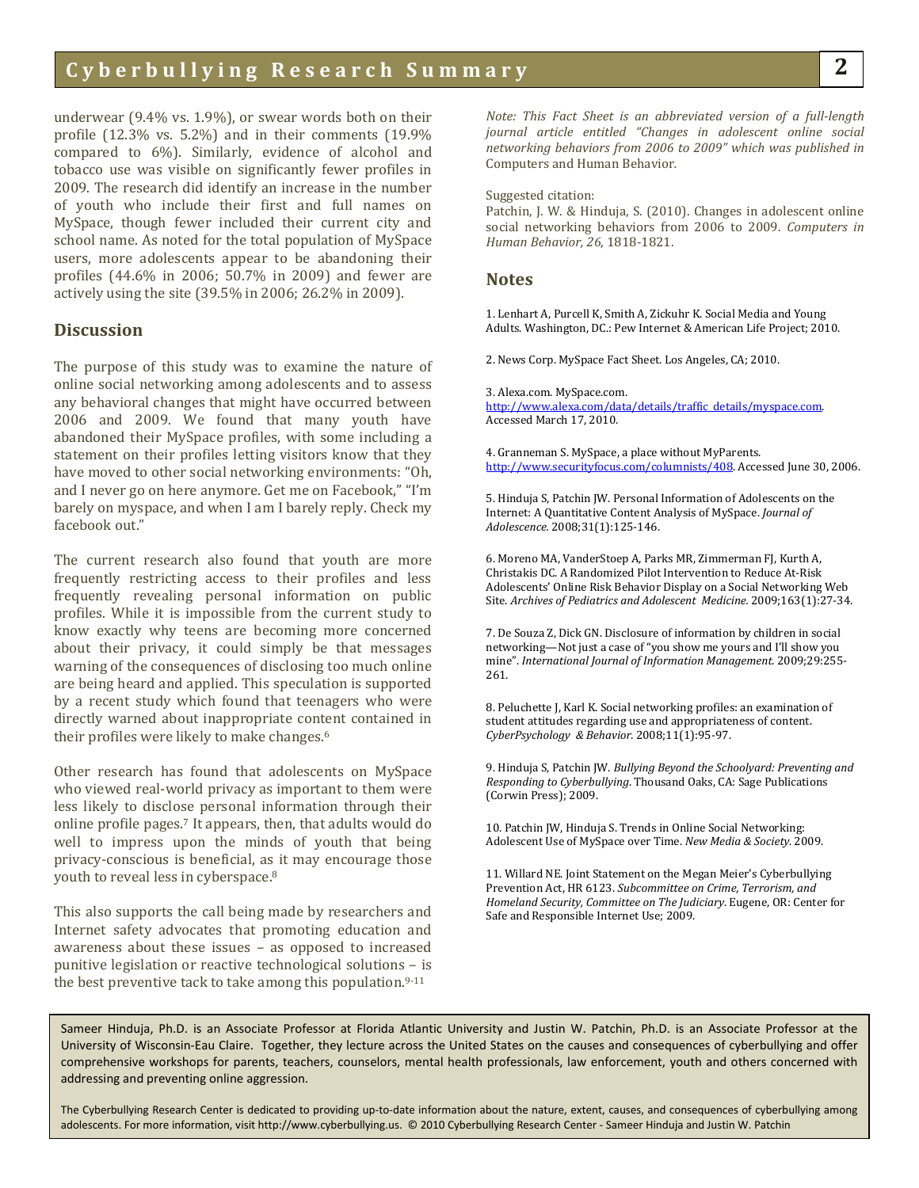underwear (9.4% vs. 1.9%), or swear words both on their profile (12.3% vs. 5.2%) and in their comments (19.9% compared to 6%). Similarly, evidence of alcohol and tobacco use was visible on significantly fewer profiles in 2009. The research did identify an increase in the number of youth who include their first and full names on MySpace, though fewer included their current city and school name. As noted for the total population of MySpace users, more adolescents appear to be abandoning their profiles (44.6% in 2006; 50.7% in 2009) and fewer are actively using the site (39.5% in 2006; 26.2% in 2009).

## Discussion

The purpose of this study was to examine the nature of online social networking among adolescents and to assess any behavioral changes that might have occurred between 2006 and 2009. We found that many youth have abandoned their MySpace profiles, with some including a statement on their profiles letting visitors know that they have moved to other social networking environments: "Oh, and I never go on here anymore. Get me on Facebook," "I'm barely on myspace, and when I am I barely reply. Check my facebook out."

The current research also found that youth are more frequently restricting access to their profiles and less frequently revealing personal information on public profiles. While it is impossible from the current study to know exactly why teens are becoming more concerned about their privacy, it could simply be that messages warning of the consequences of disclosing too much online are being heard and applied. This speculation is supported by a recent study which found that teenagers who were directly warned about inappropriate content contained in their profiles were likely to make changes.[6]

Other research has found that adolescents on MySpace who viewed real-world privacy as important to them were less likely to disclose personal information through their online profile pages.[7] It appears, then, that adults would do well to impress upon the minds of youth that being privacy-conscious is beneficial, as it may encourage those youth to reveal less in cyberspace.[8]

This also supports the call being made by researchers and Internet safety advocates that promoting education and awareness about these issues – as opposed to increased punitive legislation or reactive technological solutions – is the best preventive tack to take among this population.[9-11]

*Note: This Fact Sheet is an abbreviated version of a full-length journal article entitled "Changes in adolescent online social networking behaviors from 2006 to 2009" which was published in* Computers and Human Behavior.

Suggested citation:
Patchin, J. W. & Hinduja, S. (2010). Changes in adolescent online social networking behaviors from 2006 to 2009. *Computers in Human Behavior, 26*, 1818-1821.

## Notes

1. Lenhart A, Purcell K, Smith A, Zickuhr K. Social Media and Young Adults. Washington, DC.: Pew Internet & American Life Project; 2010.

2. News Corp. MySpace Fact Sheet. Los Angeles, CA; 2010.

3. Alexa.com. MySpace.com. http://www.alexa.com/data/details/traffic_details/myspace.com. Accessed March 17, 2010.

4. Granneman S. MySpace, a place without MyParents. http://www.securityfocus.com/columnists/408. Accessed June 30, 2006.

5. Hinduja S, Patchin JW. Personal Information of Adolescents on the Internet: A Quantitative Content Analysis of MySpace. *Journal of Adolescence.* 2008;31(1):125-146.

6. Moreno MA, VanderStoep A, Parks MR, Zimmerman FJ, Kurth A, Christakis DC. A Randomized Pilot Intervention to Reduce At-Risk Adolescents' Online Risk Behavior Display on a Social Networking Web Site. *Archives of Pediatrics and Adolescent Medicine.* 2009;163(1):27-34.

7. De Souza Z, Dick GN. Disclosure of information by children in social networking—Not just a case of "you show me yours and I'll show you mine". *International Journal of Information Management.* 2009;29:255-261.

8. Peluchette J, Karl K. Social networking profiles: an examination of student attitudes regarding use and appropriateness of content. *CyberPsychology & Behavior.* 2008;11(1):95-97.

9. Hinduja S, Patchin JW. *Bullying Beyond the Schoolyard: Preventing and Responding to Cyberbullying*. Thousand Oaks, CA: Sage Publications (Corwin Press); 2009.

10. Patchin JW, Hinduja S. Trends in Online Social Networking: Adolescent Use of MySpace over Time. *New Media & Society.* 2009.

11. Willard NE. Joint Statement on the Megan Meier's Cyberbullying Prevention Act, HR 6123. *Subcommittee on Crime, Terrorism, and Homeland Security, Committee on The Judiciary*. Eugene, OR: Center for Safe and Responsible Internet Use; 2009.

Sameer Hinduja, Ph.D. is an Associate Professor at Florida Atlantic University and Justin W. Patchin, Ph.D. is an Associate Professor at the University of Wisconsin-Eau Claire. Together, they lecture across the United States on the causes and consequences of cyberbullying and offer comprehensive workshops for parents, teachers, counselors, mental health professionals, law enforcement, youth and others concerned with addressing and preventing online aggression.

The Cyberbullying Research Center is dedicated to providing up-to-date information about the nature, extent, causes, and consequences of cyberbullying among adolescents. For more information, visit http://www.cyberbullying.us. © 2010 Cyberbullying Research Center - Sameer Hinduja and Justin W. Patchin